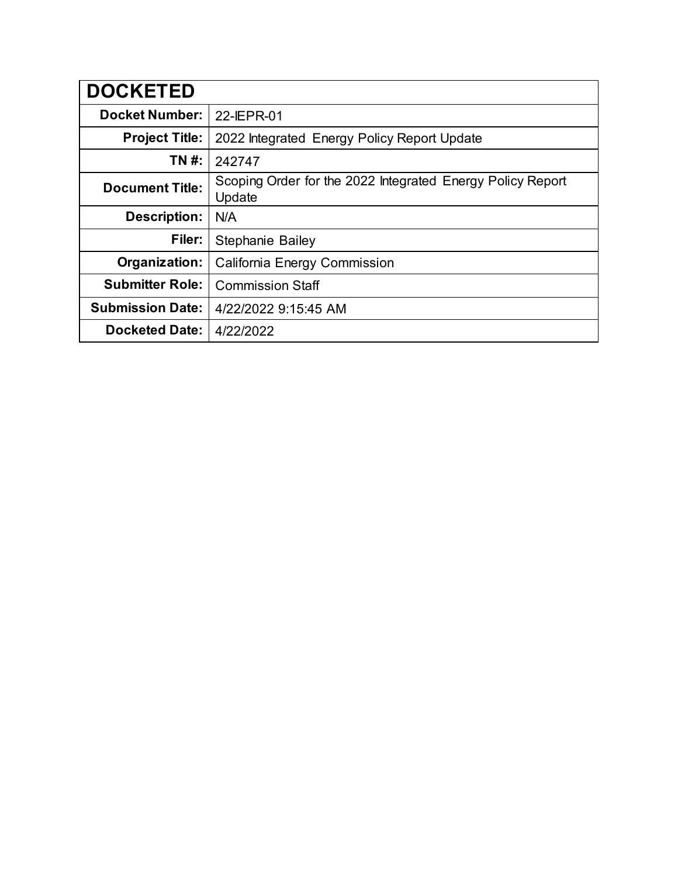| DOCKETED | |
|---|---|
| **Docket Number:** | 22-IEPR-01 |
| **Project Title:** | 2022 Integrated Energy Policy Report Update |
| **TN #:** | 242747 |
| **Document Title:** | Scoping Order for the 2022 Integrated Energy Policy Report Update |
| **Description:** | N/A |
| **Filer:** | Stephanie Bailey |
| **Organization:** | California Energy Commission |
| **Submitter Role:** | Commission Staff |
| **Submission Date:** | 4/22/2022 9:15:45 AM |
| **Docketed Date:** | 4/22/2022 |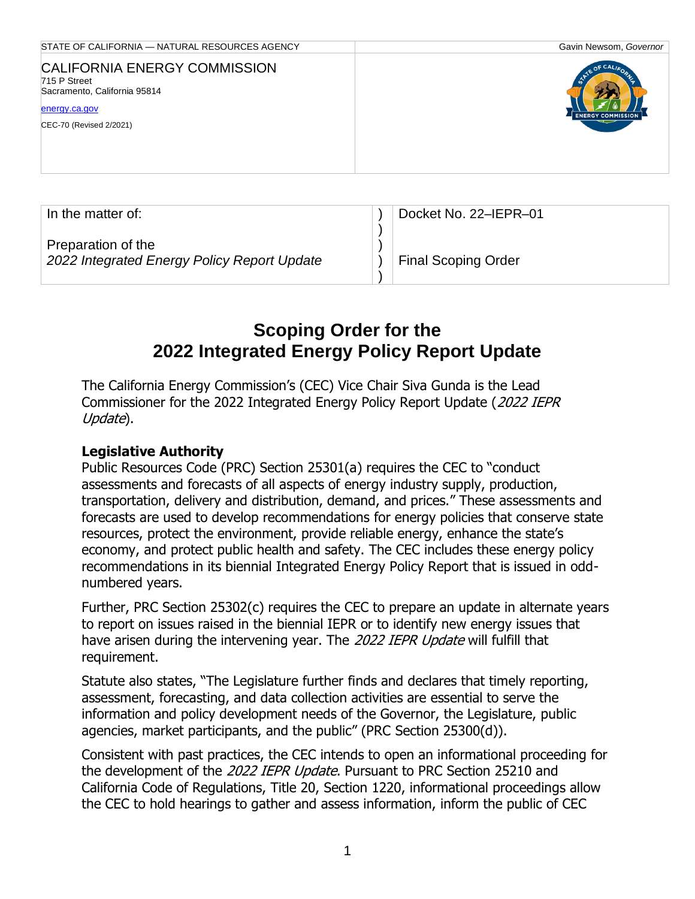STATE OF CALIFORNIA — NATURAL RESOURCES AGENCY

Gavin Newsom, *Governor*

CALIFORNIA ENERGY COMMISSION
715 P Street
Sacramento, California 95814

energy.ca.gov

CEC-70 (Revised 2/2021)

| In the matter of:<br><br>Preparation of the<br>*2022 Integrated Energy Policy Report Update* | )<br>)<br>)<br>)<br>) | Docket No. 22–IEPR–01<br><br><br>Final Scoping Order |
|---|---|---|

# Scoping Order for the 2022 Integrated Energy Policy Report Update

The California Energy Commission's (CEC) Vice Chair Siva Gunda is the Lead Commissioner for the 2022 Integrated Energy Policy Report Update (*2022 IEPR Update*).

### Legislative Authority

Public Resources Code (PRC) Section 25301(a) requires the CEC to "conduct assessments and forecasts of all aspects of energy industry supply, production, transportation, delivery and distribution, demand, and prices." These assessments and forecasts are used to develop recommendations for energy policies that conserve state resources, protect the environment, provide reliable energy, enhance the state's economy, and protect public health and safety. The CEC includes these energy policy recommendations in its biennial Integrated Energy Policy Report that is issued in odd-numbered years.

Further, PRC Section 25302(c) requires the CEC to prepare an update in alternate years to report on issues raised in the biennial IEPR or to identify new energy issues that have arisen during the intervening year. The *2022 IEPR Update* will fulfill that requirement.

Statute also states, "The Legislature further finds and declares that timely reporting, assessment, forecasting, and data collection activities are essential to serve the information and policy development needs of the Governor, the Legislature, public agencies, market participants, and the public" (PRC Section 25300(d)).

Consistent with past practices, the CEC intends to open an informational proceeding for the development of the *2022 IEPR Update*. Pursuant to PRC Section 25210 and California Code of Regulations, Title 20, Section 1220, informational proceedings allow the CEC to hold hearings to gather and assess information, inform the public of CEC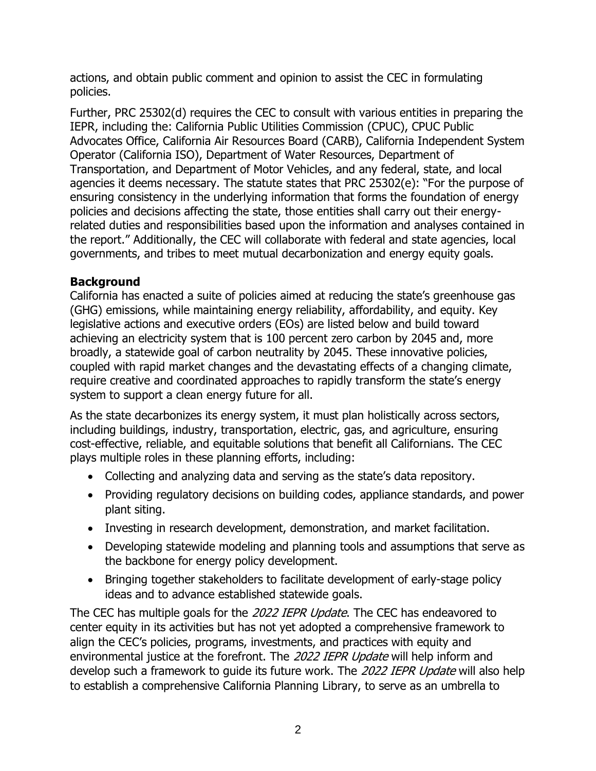actions, and obtain public comment and opinion to assist the CEC in formulating policies.

Further, PRC 25302(d) requires the CEC to consult with various entities in preparing the IEPR, including the: California Public Utilities Commission (CPUC), CPUC Public Advocates Office, California Air Resources Board (CARB), California Independent System Operator (California ISO), Department of Water Resources, Department of Transportation, and Department of Motor Vehicles, and any federal, state, and local agencies it deems necessary. The statute states that PRC 25302(e): "For the purpose of ensuring consistency in the underlying information that forms the foundation of energy policies and decisions affecting the state, those entities shall carry out their energy-related duties and responsibilities based upon the information and analyses contained in the report." Additionally, the CEC will collaborate with federal and state agencies, local governments, and tribes to meet mutual decarbonization and energy equity goals.

**Background**

California has enacted a suite of policies aimed at reducing the state's greenhouse gas (GHG) emissions, while maintaining energy reliability, affordability, and equity. Key legislative actions and executive orders (EOs) are listed below and build toward achieving an electricity system that is 100 percent zero carbon by 2045 and, more broadly, a statewide goal of carbon neutrality by 2045. These innovative policies, coupled with rapid market changes and the devastating effects of a changing climate, require creative and coordinated approaches to rapidly transform the state's energy system to support a clean energy future for all.

As the state decarbonizes its energy system, it must plan holistically across sectors, including buildings, industry, transportation, electric, gas, and agriculture, ensuring cost-effective, reliable, and equitable solutions that benefit all Californians. The CEC plays multiple roles in these planning efforts, including:

- Collecting and analyzing data and serving as the state's data repository.
- Providing regulatory decisions on building codes, appliance standards, and power plant siting.
- Investing in research development, demonstration, and market facilitation.
- Developing statewide modeling and planning tools and assumptions that serve as the backbone for energy policy development.
- Bringing together stakeholders to facilitate development of early-stage policy ideas and to advance established statewide goals.

The CEC has multiple goals for the *2022 IEPR Update*. The CEC has endeavored to center equity in its activities but has not yet adopted a comprehensive framework to align the CEC's policies, programs, investments, and practices with equity and environmental justice at the forefront. The *2022 IEPR Update* will help inform and develop such a framework to guide its future work. The *2022 IEPR Update* will also help to establish a comprehensive California Planning Library, to serve as an umbrella to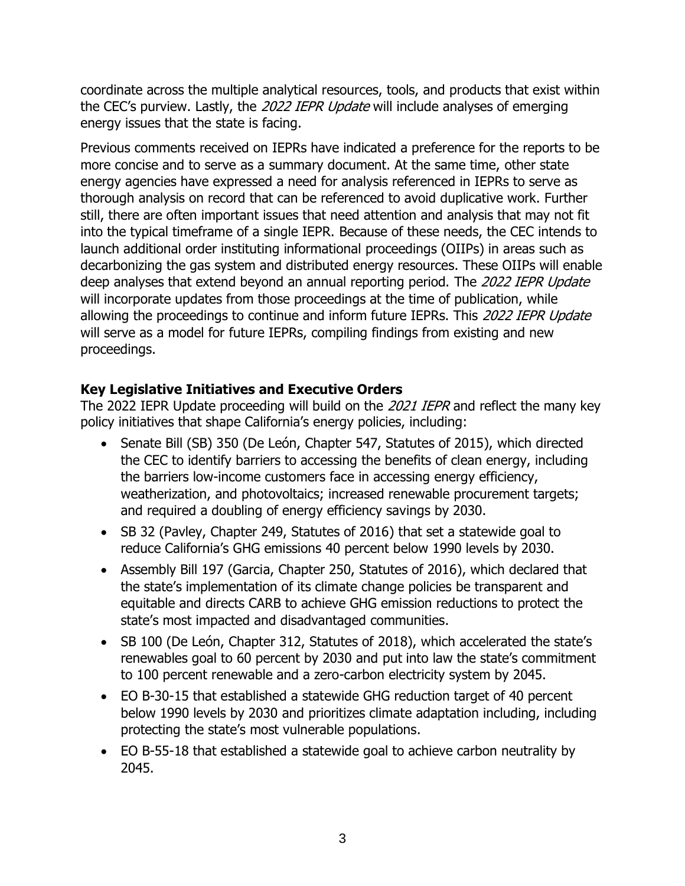coordinate across the multiple analytical resources, tools, and products that exist within the CEC's purview. Lastly, the *2022 IEPR Update* will include analyses of emerging energy issues that the state is facing.

Previous comments received on IEPRs have indicated a preference for the reports to be more concise and to serve as a summary document. At the same time, other state energy agencies have expressed a need for analysis referenced in IEPRs to serve as thorough analysis on record that can be referenced to avoid duplicative work. Further still, there are often important issues that need attention and analysis that may not fit into the typical timeframe of a single IEPR. Because of these needs, the CEC intends to launch additional order instituting informational proceedings (OIIPs) in areas such as decarbonizing the gas system and distributed energy resources. These OIIPs will enable deep analyses that extend beyond an annual reporting period. The *2022 IEPR Update* will incorporate updates from those proceedings at the time of publication, while allowing the proceedings to continue and inform future IEPRs. This *2022 IEPR Update* will serve as a model for future IEPRs, compiling findings from existing and new proceedings.

### Key Legislative Initiatives and Executive Orders

The 2022 IEPR Update proceeding will build on the *2021 IEPR* and reflect the many key policy initiatives that shape California's energy policies, including:

- Senate Bill (SB) 350 (De León, Chapter 547, Statutes of 2015), which directed the CEC to identify barriers to accessing the benefits of clean energy, including the barriers low-income customers face in accessing energy efficiency, weatherization, and photovoltaics; increased renewable procurement targets; and required a doubling of energy efficiency savings by 2030.
- SB 32 (Pavley, Chapter 249, Statutes of 2016) that set a statewide goal to reduce California's GHG emissions 40 percent below 1990 levels by 2030.
- Assembly Bill 197 (Garcia, Chapter 250, Statutes of 2016), which declared that the state's implementation of its climate change policies be transparent and equitable and directs CARB to achieve GHG emission reductions to protect the state's most impacted and disadvantaged communities.
- SB 100 (De León, Chapter 312, Statutes of 2018), which accelerated the state's renewables goal to 60 percent by 2030 and put into law the state's commitment to 100 percent renewable and a zero-carbon electricity system by 2045.
- EO B-30-15 that established a statewide GHG reduction target of 40 percent below 1990 levels by 2030 and prioritizes climate adaptation including, including protecting the state's most vulnerable populations.
- EO B-55-18 that established a statewide goal to achieve carbon neutrality by 2045.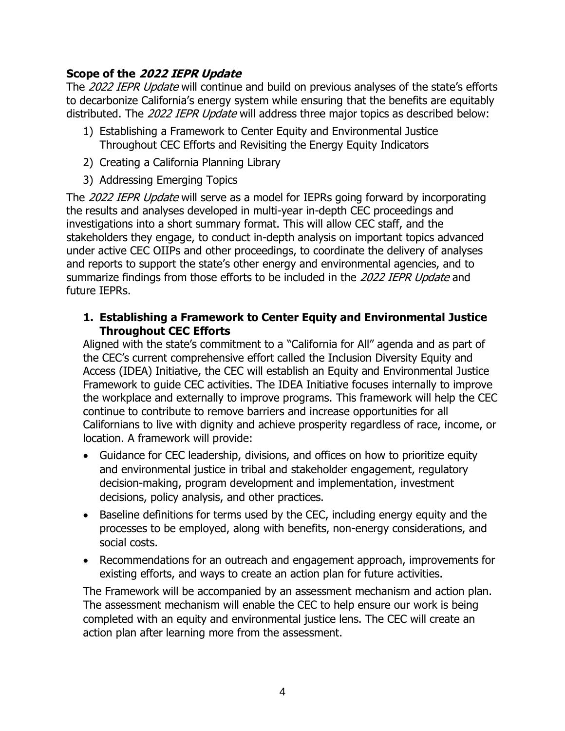### Scope of the *2022 IEPR Update*

The *2022 IEPR Update* will continue and build on previous analyses of the state's efforts to decarbonize California's energy system while ensuring that the benefits are equitably distributed. The *2022 IEPR Update* will address three major topics as described below:

1) Establishing a Framework to Center Equity and Environmental Justice Throughout CEC Efforts and Revisiting the Energy Equity Indicators
2) Creating a California Planning Library
3) Addressing Emerging Topics

The *2022 IEPR Update* will serve as a model for IEPRs going forward by incorporating the results and analyses developed in multi-year in-depth CEC proceedings and investigations into a short summary format. This will allow CEC staff, and the stakeholders they engage, to conduct in-depth analysis on important topics advanced under active CEC OIIPs and other proceedings, to coordinate the delivery of analyses and reports to support the state's other energy and environmental agencies, and to summarize findings from those efforts to be included in the *2022 IEPR Update* and future IEPRs.

#### 1. Establishing a Framework to Center Equity and Environmental Justice Throughout CEC Efforts

Aligned with the state's commitment to a "California for All" agenda and as part of the CEC's current comprehensive effort called the Inclusion Diversity Equity and Access (IDEA) Initiative, the CEC will establish an Equity and Environmental Justice Framework to guide CEC activities. The IDEA Initiative focuses internally to improve the workplace and externally to improve programs. This framework will help the CEC continue to contribute to remove barriers and increase opportunities for all Californians to live with dignity and achieve prosperity regardless of race, income, or location. A framework will provide:

- Guidance for CEC leadership, divisions, and offices on how to prioritize equity and environmental justice in tribal and stakeholder engagement, regulatory decision-making, program development and implementation, investment decisions, policy analysis, and other practices.
- Baseline definitions for terms used by the CEC, including energy equity and the processes to be employed, along with benefits, non-energy considerations, and social costs.
- Recommendations for an outreach and engagement approach, improvements for existing efforts, and ways to create an action plan for future activities.

The Framework will be accompanied by an assessment mechanism and action plan. The assessment mechanism will enable the CEC to help ensure our work is being completed with an equity and environmental justice lens. The CEC will create an action plan after learning more from the assessment.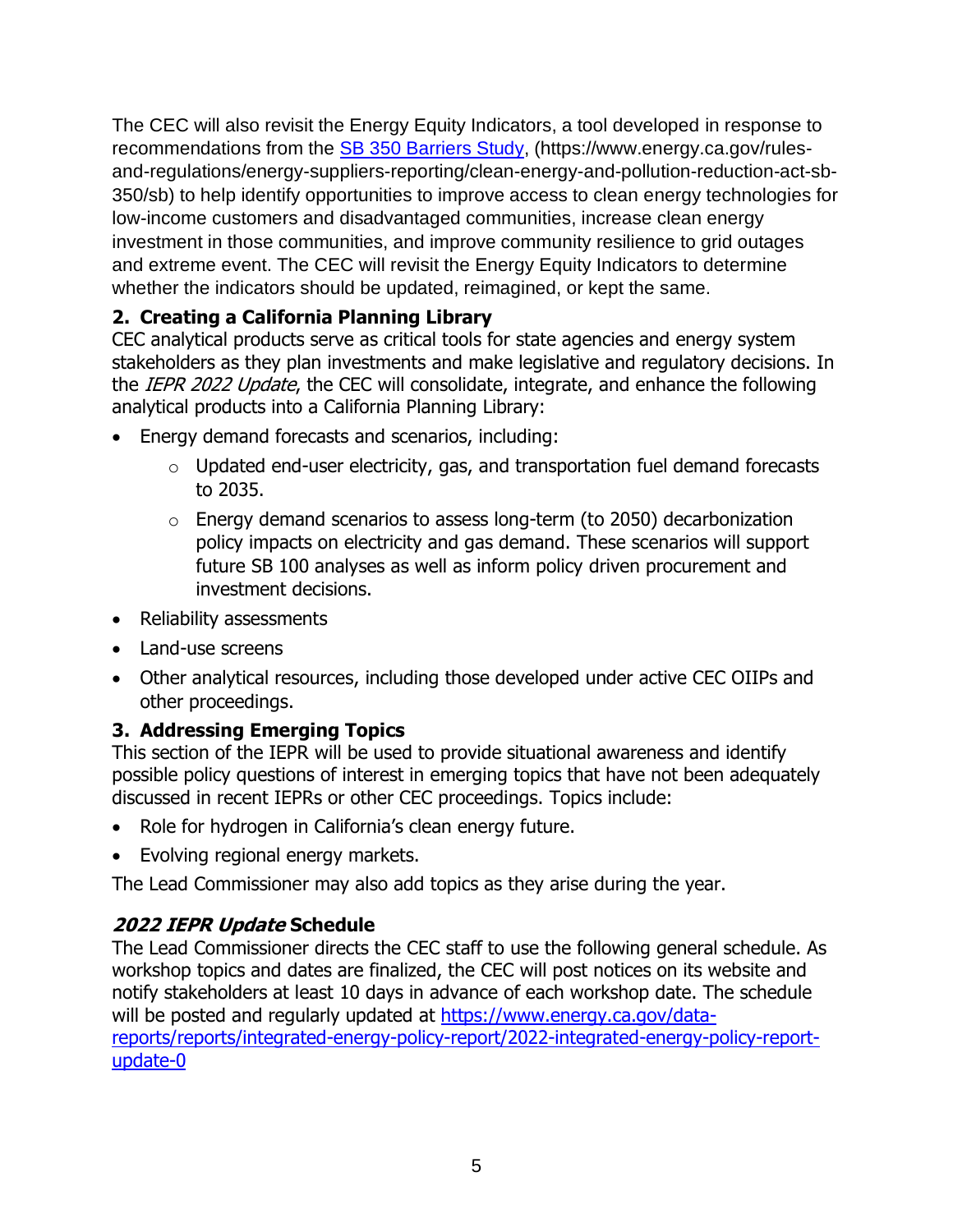The CEC will also revisit the Energy Equity Indicators, a tool developed in response to recommendations from the [SB 350 Barriers Study](https://www.energy.ca.gov/rules-and-regulations/energy-suppliers-reporting/clean-energy-and-pollution-reduction-act-sb-350/sb), (https://www.energy.ca.gov/rules-and-regulations/energy-suppliers-reporting/clean-energy-and-pollution-reduction-act-sb-350/sb) to help identify opportunities to improve access to clean energy technologies for low-income customers and disadvantaged communities, increase clean energy investment in those communities, and improve community resilience to grid outages and extreme event. The CEC will revisit the Energy Equity Indicators to determine whether the indicators should be updated, reimagined, or kept the same.

### 2. Creating a California Planning Library

CEC analytical products serve as critical tools for state agencies and energy system stakeholders as they plan investments and make legislative and regulatory decisions. In the *IEPR 2022 Update*, the CEC will consolidate, integrate, and enhance the following analytical products into a California Planning Library:

- Energy demand forecasts and scenarios, including:
  - Updated end-user electricity, gas, and transportation fuel demand forecasts to 2035.
  - Energy demand scenarios to assess long-term (to 2050) decarbonization policy impacts on electricity and gas demand. These scenarios will support future SB 100 analyses as well as inform policy driven procurement and investment decisions.
- Reliability assessments
- Land-use screens
- Other analytical resources, including those developed under active CEC OIIPs and other proceedings.

### 3. Addressing Emerging Topics

This section of the IEPR will be used to provide situational awareness and identify possible policy questions of interest in emerging topics that have not been adequately discussed in recent IEPRs or other CEC proceedings. Topics include:

- Role for hydrogen in California's clean energy future.
- Evolving regional energy markets.

The Lead Commissioner may also add topics as they arise during the year.

## *2022 IEPR Update* Schedule

The Lead Commissioner directs the CEC staff to use the following general schedule. As workshop topics and dates are finalized, the CEC will post notices on its website and notify stakeholders at least 10 days in advance of each workshop date. The schedule will be posted and regularly updated at [https://www.energy.ca.gov/data-reports/reports/integrated-energy-policy-report/2022-integrated-energy-policy-report-update-0](https://www.energy.ca.gov/data-reports/reports/integrated-energy-policy-report/2022-integrated-energy-policy-report-update-0)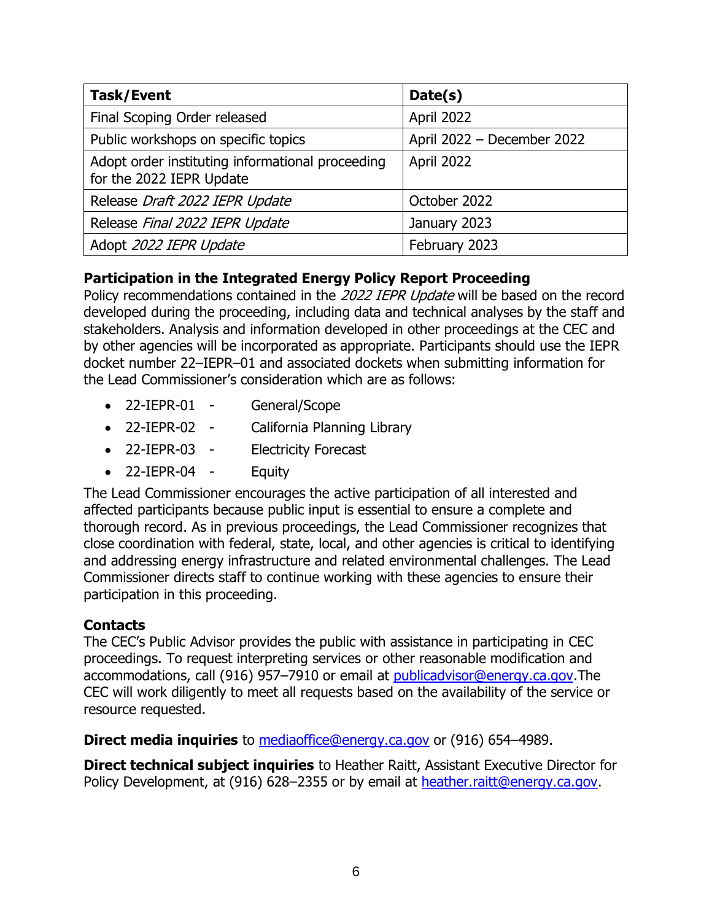| Task/Event | Date(s) |
| --- | --- |
| Final Scoping Order released | April 2022 |
| Public workshops on specific topics | April 2022 – December 2022 |
| Adopt order instituting informational proceeding for the 2022 IEPR Update | April 2022 |
| Release *Draft 2022 IEPR Update* | October 2022 |
| Release *Final 2022 IEPR Update* | January 2023 |
| Adopt *2022 IEPR Update* | February 2023 |

**Participation in the Integrated Energy Policy Report Proceeding**

Policy recommendations contained in the *2022 IEPR Update* will be based on the record developed during the proceeding, including data and technical analyses by the staff and stakeholders. Analysis and information developed in other proceedings at the CEC and by other agencies will be incorporated as appropriate. Participants should use the IEPR docket number 22–IEPR–01 and associated dockets when submitting information for the Lead Commissioner's consideration which are as follows:

- 22-IEPR-01 - General/Scope
- 22-IEPR-02 - California Planning Library
- 22-IEPR-03 - Electricity Forecast
- 22-IEPR-04 - Equity

The Lead Commissioner encourages the active participation of all interested and affected participants because public input is essential to ensure a complete and thorough record. As in previous proceedings, the Lead Commissioner recognizes that close coordination with federal, state, local, and other agencies is critical to identifying and addressing energy infrastructure and related environmental challenges. The Lead Commissioner directs staff to continue working with these agencies to ensure their participation in this proceeding.

**Contacts**

The CEC's Public Advisor provides the public with assistance in participating in CEC proceedings. To request interpreting services or other reasonable modification and accommodations, call (916) 957–7910 or email at publicadvisor@energy.ca.gov.The CEC will work diligently to meet all requests based on the availability of the service or resource requested.

**Direct media inquiries** to mediaoffice@energy.ca.gov or (916) 654–4989.

**Direct technical subject inquiries** to Heather Raitt, Assistant Executive Director for Policy Development, at (916) 628–2355 or by email at heather.raitt@energy.ca.gov.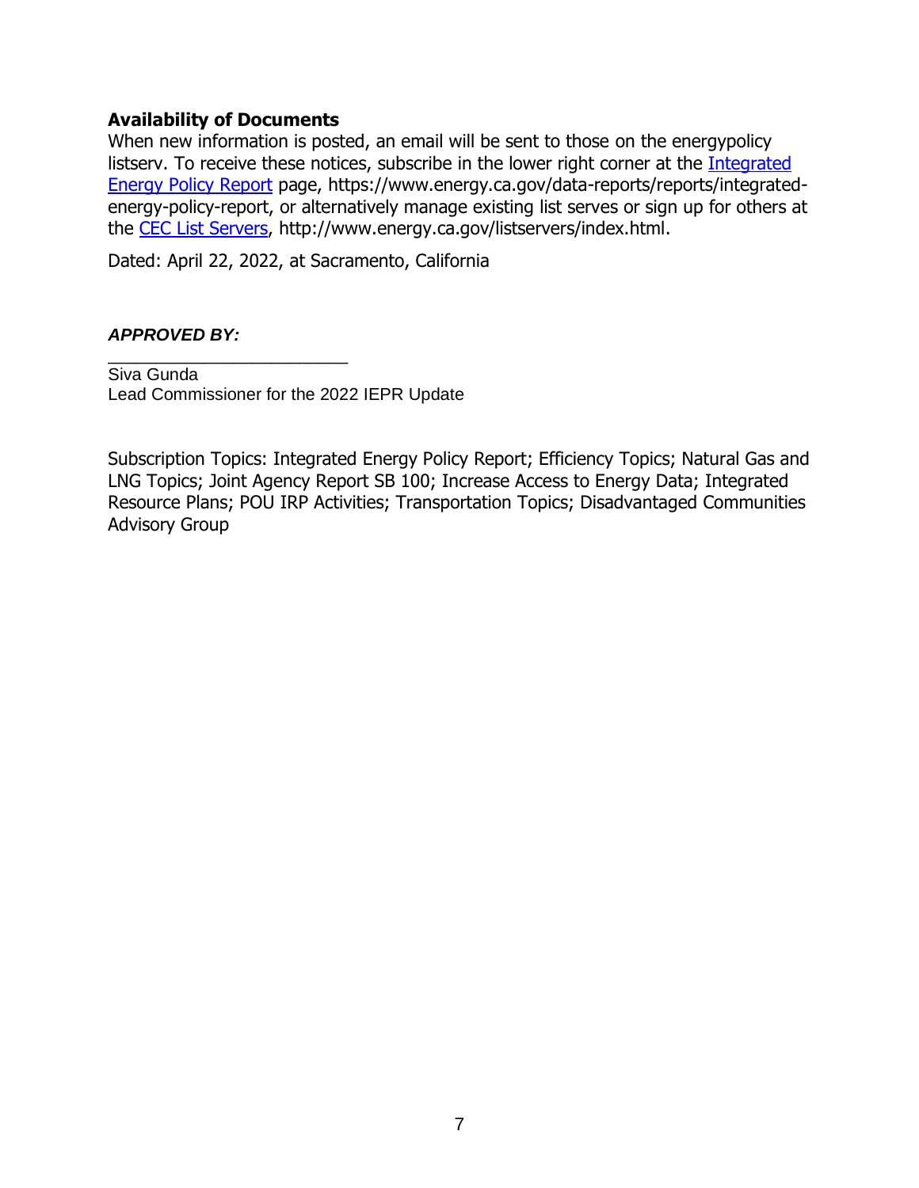**Availability of Documents**

When new information is posted, an email will be sent to those on the energypolicy listserv. To receive these notices, subscribe in the lower right corner at the Integrated Energy Policy Report page, https://www.energy.ca.gov/data-reports/reports/integrated-energy-policy-report, or alternatively manage existing list serves or sign up for others at the CEC List Servers, http://www.energy.ca.gov/listservers/index.html.

Dated: April 22, 2022, at Sacramento, California

***APPROVED BY:***

_________________________

Siva Gunda
Lead Commissioner for the 2022 IEPR Update

Subscription Topics: Integrated Energy Policy Report; Efficiency Topics; Natural Gas and LNG Topics; Joint Agency Report SB 100; Increase Access to Energy Data; Integrated Resource Plans; POU IRP Activities; Transportation Topics; Disadvantaged Communities Advisory Group